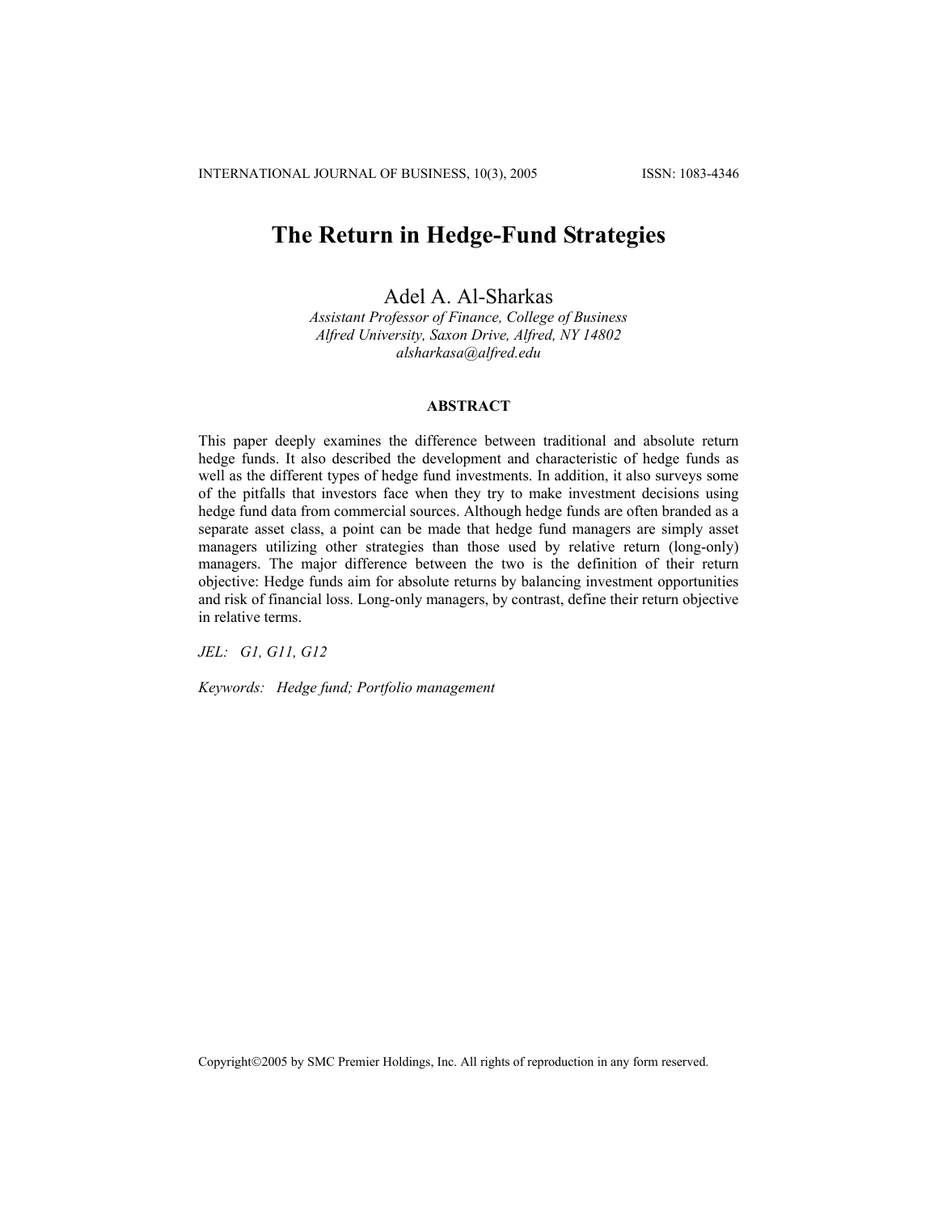# The Return in Hedge-Fund Strategies

Adel A. Al-Sharkas

*Assistant Professor of Finance, College of Business*
*Alfred University, Saxon Drive, Alfred, NY 14802*
*alsharkasa@alfred.edu*

## ABSTRACT

This paper deeply examines the difference between traditional and absolute return hedge funds. It also described the development and characteristic of hedge funds as well as the different types of hedge fund investments. In addition, it also surveys some of the pitfalls that investors face when they try to make investment decisions using hedge fund data from commercial sources. Although hedge funds are often branded as a separate asset class, a point can be made that hedge fund managers are simply asset managers utilizing other strategies than those used by relative return (long-only) managers. The major difference between the two is the definition of their return objective: Hedge funds aim for absolute returns by balancing investment opportunities and risk of financial loss. Long-only managers, by contrast, define their return objective in relative terms.

*JEL: G1, G11, G12*

*Keywords: Hedge fund; Portfolio management*

Copyright©2005 by SMC Premier Holdings, Inc. All rights of reproduction in any form reserved.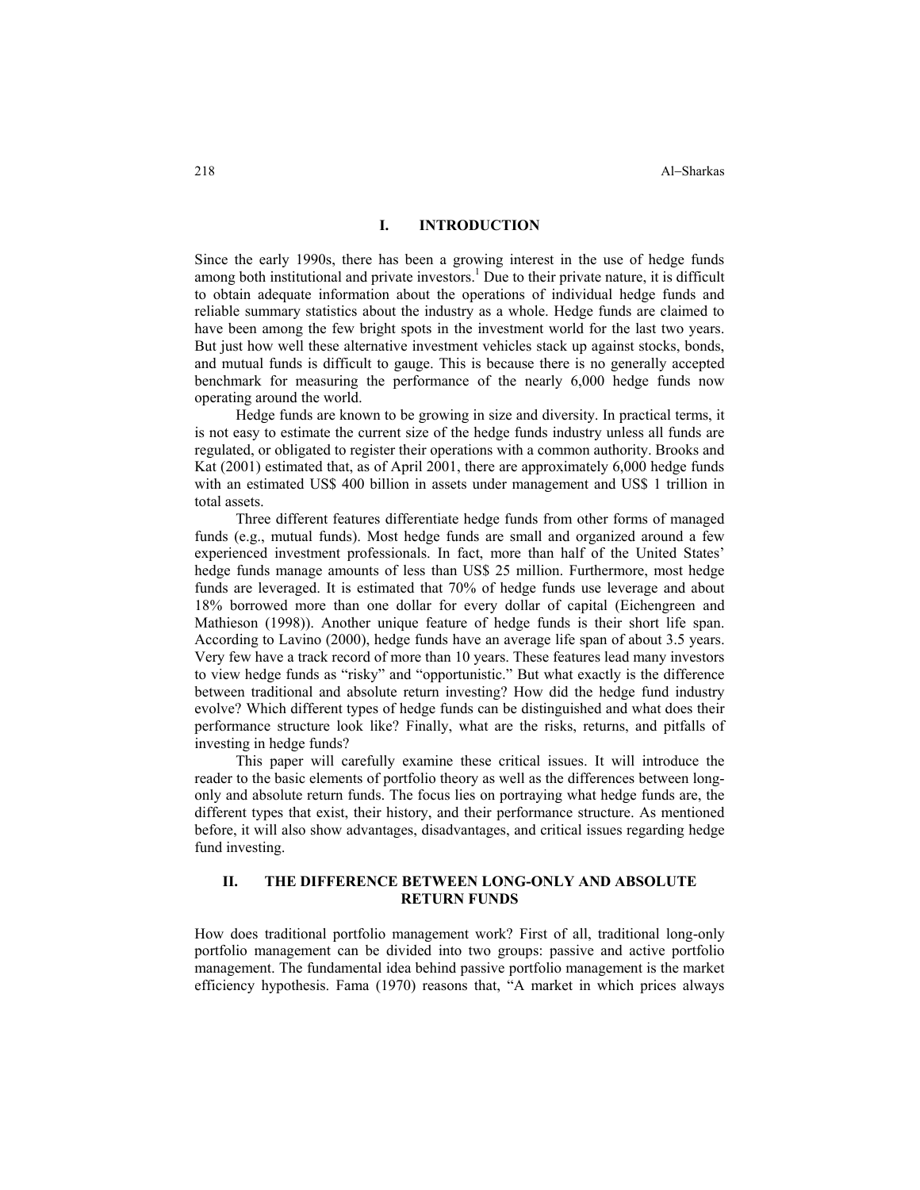## I. INTRODUCTION

Since the early 1990s, there has been a growing interest in the use of hedge funds among both institutional and private investors.[1] Due to their private nature, it is difficult to obtain adequate information about the operations of individual hedge funds and reliable summary statistics about the industry as a whole. Hedge funds are claimed to have been among the few bright spots in the investment world for the last two years. But just how well these alternative investment vehicles stack up against stocks, bonds, and mutual funds is difficult to gauge. This is because there is no generally accepted benchmark for measuring the performance of the nearly 6,000 hedge funds now operating around the world.

Hedge funds are known to be growing in size and diversity. In practical terms, it is not easy to estimate the current size of the hedge funds industry unless all funds are regulated, or obligated to register their operations with a common authority. Brooks and Kat (2001) estimated that, as of April 2001, there are approximately 6,000 hedge funds with an estimated US$ 400 billion in assets under management and US$ 1 trillion in total assets.

Three different features differentiate hedge funds from other forms of managed funds (e.g., mutual funds). Most hedge funds are small and organized around a few experienced investment professionals. In fact, more than half of the United States' hedge funds manage amounts of less than US$ 25 million. Furthermore, most hedge funds are leveraged. It is estimated that 70% of hedge funds use leverage and about 18% borrowed more than one dollar for every dollar of capital (Eichengreen and Mathieson (1998)). Another unique feature of hedge funds is their short life span. According to Lavino (2000), hedge funds have an average life span of about 3.5 years. Very few have a track record of more than 10 years. These features lead many investors to view hedge funds as "risky" and "opportunistic." But what exactly is the difference between traditional and absolute return investing? How did the hedge fund industry evolve? Which different types of hedge funds can be distinguished and what does their performance structure look like? Finally, what are the risks, returns, and pitfalls of investing in hedge funds?

This paper will carefully examine these critical issues. It will introduce the reader to the basic elements of portfolio theory as well as the differences between long-only and absolute return funds. The focus lies on portraying what hedge funds are, the different types that exist, their history, and their performance structure. As mentioned before, it will also show advantages, disadvantages, and critical issues regarding hedge fund investing.

## II. THE DIFFERENCE BETWEEN LONG-ONLY AND ABSOLUTE RETURN FUNDS

How does traditional portfolio management work? First of all, traditional long-only portfolio management can be divided into two groups: passive and active portfolio management. The fundamental idea behind passive portfolio management is the market efficiency hypothesis. Fama (1970) reasons that, "A market in which prices always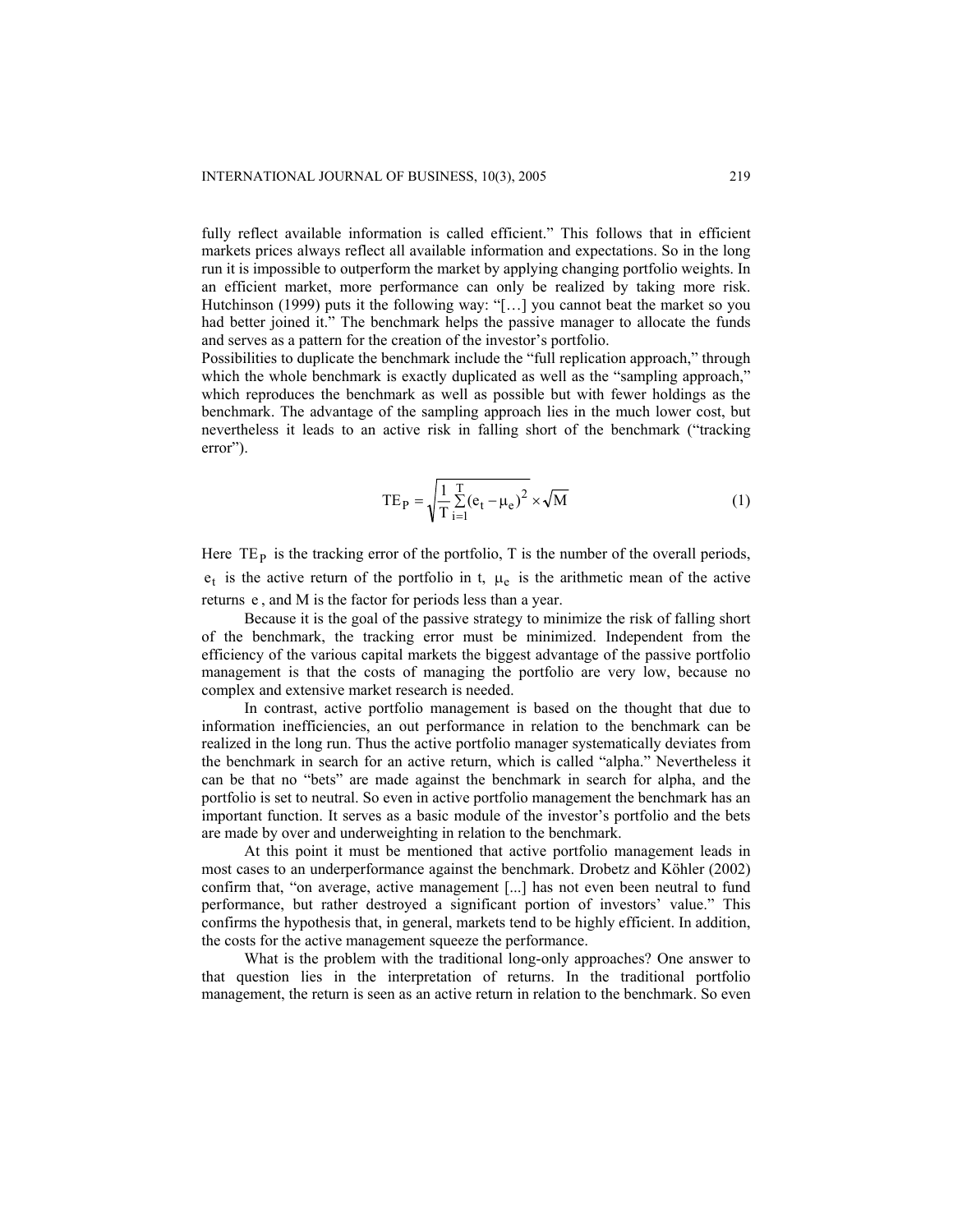fully reflect available information is called efficient." This follows that in efficient markets prices always reflect all available information and expectations. So in the long run it is impossible to outperform the market by applying changing portfolio weights. In an efficient market, more performance can only be realized by taking more risk. Hutchinson (1999) puts it the following way: "[…] you cannot beat the market so you had better joined it." The benchmark helps the passive manager to allocate the funds and serves as a pattern for the creation of the investor's portfolio.

Possibilities to duplicate the benchmark include the "full replication approach," through which the whole benchmark is exactly duplicated as well as the "sampling approach," which reproduces the benchmark as well as possible but with fewer holdings as the benchmark. The advantage of the sampling approach lies in the much lower cost, but nevertheless it leads to an active risk in falling short of the benchmark ("tracking error").

$$TE_P = \sqrt{\frac{1}{T}\sum_{i=1}^{T}(e_t - \mu_e)^2} \times \sqrt{M} \qquad (1)$$

Here $TE_P$ is the tracking error of the portfolio, T is the number of the overall periods, $e_t$ is the active return of the portfolio in t, $\mu_e$ is the arithmetic mean of the active returns $e$, and M is the factor for periods less than a year.

Because it is the goal of the passive strategy to minimize the risk of falling short of the benchmark, the tracking error must be minimized. Independent from the efficiency of the various capital markets the biggest advantage of the passive portfolio management is that the costs of managing the portfolio are very low, because no complex and extensive market research is needed.

In contrast, active portfolio management is based on the thought that due to information inefficiencies, an out performance in relation to the benchmark can be realized in the long run. Thus the active portfolio manager systematically deviates from the benchmark in search for an active return, which is called "alpha." Nevertheless it can be that no "bets" are made against the benchmark in search for alpha, and the portfolio is set to neutral. So even in active portfolio management the benchmark has an important function. It serves as a basic module of the investor's portfolio and the bets are made by over and underweighting in relation to the benchmark.

At this point it must be mentioned that active portfolio management leads in most cases to an underperformance against the benchmark. Drobetz and Köhler (2002) confirm that, "on average, active management [...] has not even been neutral to fund performance, but rather destroyed a significant portion of investors' value." This confirms the hypothesis that, in general, markets tend to be highly efficient. In addition, the costs for the active management squeeze the performance.

What is the problem with the traditional long-only approaches? One answer to that question lies in the interpretation of returns. In the traditional portfolio management, the return is seen as an active return in relation to the benchmark. So even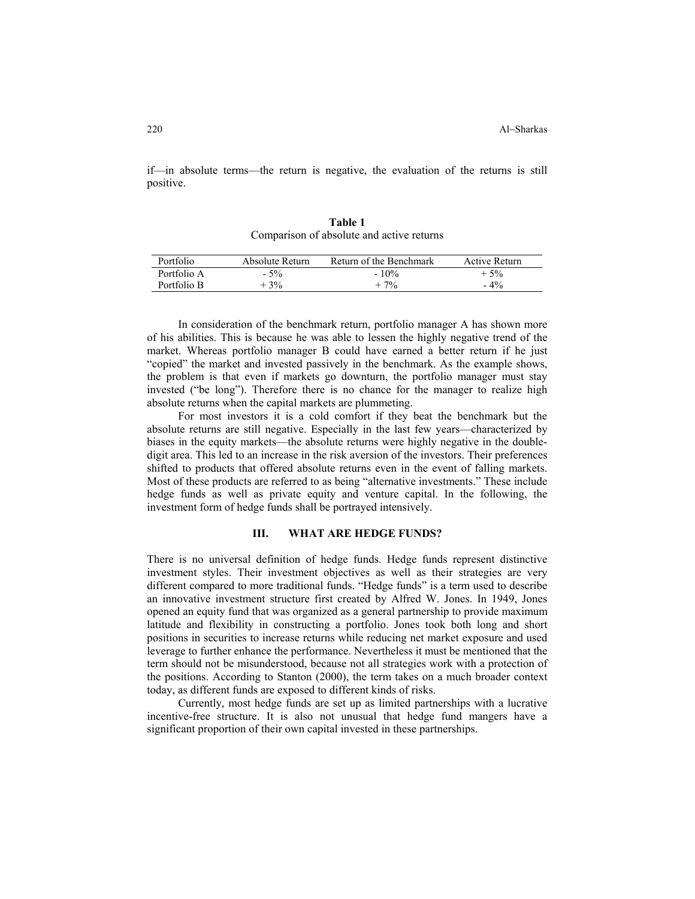if—in absolute terms—the return is negative, the evaluation of the returns is still positive.

**Table 1**
Comparison of absolute and active returns

| Portfolio | Absolute Return | Return of the Benchmark | Active Return |
|---|---|---|---|
| Portfolio A | - 5% | - 10% | + 5% |
| Portfolio B | + 3% | + 7% | - 4% |

In consideration of the benchmark return, portfolio manager A has shown more of his abilities. This is because he was able to lessen the highly negative trend of the market. Whereas portfolio manager B could have earned a better return if he just "copied" the market and invested passively in the benchmark. As the example shows, the problem is that even if markets go downturn, the portfolio manager must stay invested ("be long"). Therefore there is no chance for the manager to realize high absolute returns when the capital markets are plummeting.

For most investors it is a cold comfort if they beat the benchmark but the absolute returns are still negative. Especially in the last few years—characterized by biases in the equity markets—the absolute returns were highly negative in the double-digit area. This led to an increase in the risk aversion of the investors. Their preferences shifted to products that offered absolute returns even in the event of falling markets. Most of these products are referred to as being "alternative investments." These include hedge funds as well as private equity and venture capital. In the following, the investment form of hedge funds shall be portrayed intensively.

## III. WHAT ARE HEDGE FUNDS?

There is no universal definition of hedge funds. Hedge funds represent distinctive investment styles. Their investment objectives as well as their strategies are very different compared to more traditional funds. "Hedge funds" is a term used to describe an innovative investment structure first created by Alfred W. Jones. In 1949, Jones opened an equity fund that was organized as a general partnership to provide maximum latitude and flexibility in constructing a portfolio. Jones took both long and short positions in securities to increase returns while reducing net market exposure and used leverage to further enhance the performance. Nevertheless it must be mentioned that the term should not be misunderstood, because not all strategies work with a protection of the positions. According to Stanton (2000), the term takes on a much broader context today, as different funds are exposed to different kinds of risks.

Currently, most hedge funds are set up as limited partnerships with a lucrative incentive-free structure. It is also not unusual that hedge fund mangers have a significant proportion of their own capital invested in these partnerships.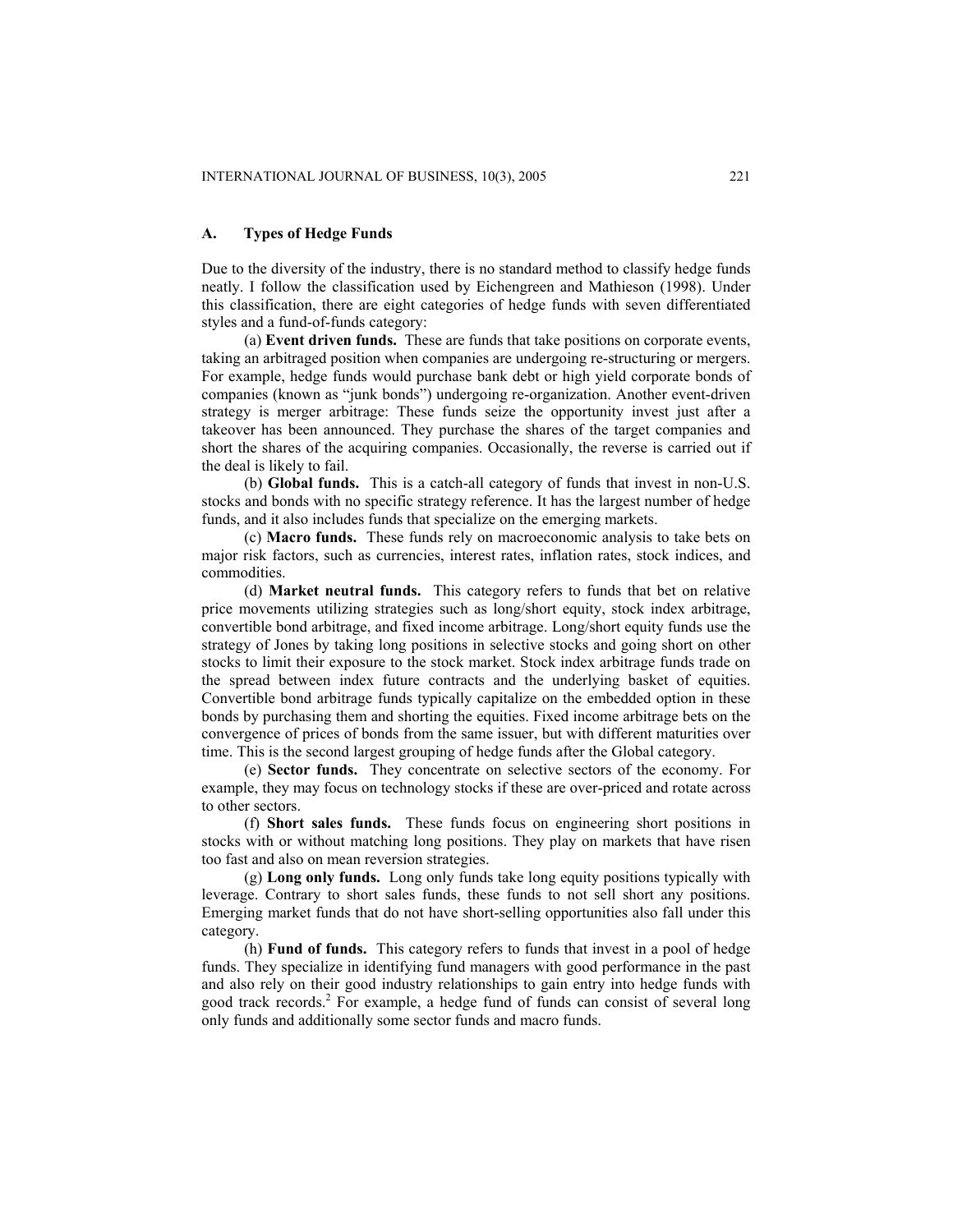### A. Types of Hedge Funds

Due to the diversity of the industry, there is no standard method to classify hedge funds neatly. I follow the classification used by Eichengreen and Mathieson (1998). Under this classification, there are eight categories of hedge funds with seven differentiated styles and a fund-of-funds category:

(a) **Event driven funds.** These are funds that take positions on corporate events, taking an arbitraged position when companies are undergoing re-structuring or mergers. For example, hedge funds would purchase bank debt or high yield corporate bonds of companies (known as "junk bonds") undergoing re-organization. Another event-driven strategy is merger arbitrage: These funds seize the opportunity invest just after a takeover has been announced. They purchase the shares of the target companies and short the shares of the acquiring companies. Occasionally, the reverse is carried out if the deal is likely to fail.

(b) **Global funds.** This is a catch-all category of funds that invest in non-U.S. stocks and bonds with no specific strategy reference. It has the largest number of hedge funds, and it also includes funds that specialize on the emerging markets.

(c) **Macro funds.** These funds rely on macroeconomic analysis to take bets on major risk factors, such as currencies, interest rates, inflation rates, stock indices, and commodities.

(d) **Market neutral funds.** This category refers to funds that bet on relative price movements utilizing strategies such as long/short equity, stock index arbitrage, convertible bond arbitrage, and fixed income arbitrage. Long/short equity funds use the strategy of Jones by taking long positions in selective stocks and going short on other stocks to limit their exposure to the stock market. Stock index arbitrage funds trade on the spread between index future contracts and the underlying basket of equities. Convertible bond arbitrage funds typically capitalize on the embedded option in these bonds by purchasing them and shorting the equities. Fixed income arbitrage bets on the convergence of prices of bonds from the same issuer, but with different maturities over time. This is the second largest grouping of hedge funds after the Global category.

(e) **Sector funds.** They concentrate on selective sectors of the economy. For example, they may focus on technology stocks if these are over-priced and rotate across to other sectors.

(f) **Short sales funds.** These funds focus on engineering short positions in stocks with or without matching long positions. They play on markets that have risen too fast and also on mean reversion strategies.

(g) **Long only funds.** Long only funds take long equity positions typically with leverage. Contrary to short sales funds, these funds to not sell short any positions. Emerging market funds that do not have short-selling opportunities also fall under this category.

(h) **Fund of funds.** This category refers to funds that invest in a pool of hedge funds. They specialize in identifying fund managers with good performance in the past and also rely on their good industry relationships to gain entry into hedge funds with good track records.[2] For example, a hedge fund of funds can consist of several long only funds and additionally some sector funds and macro funds.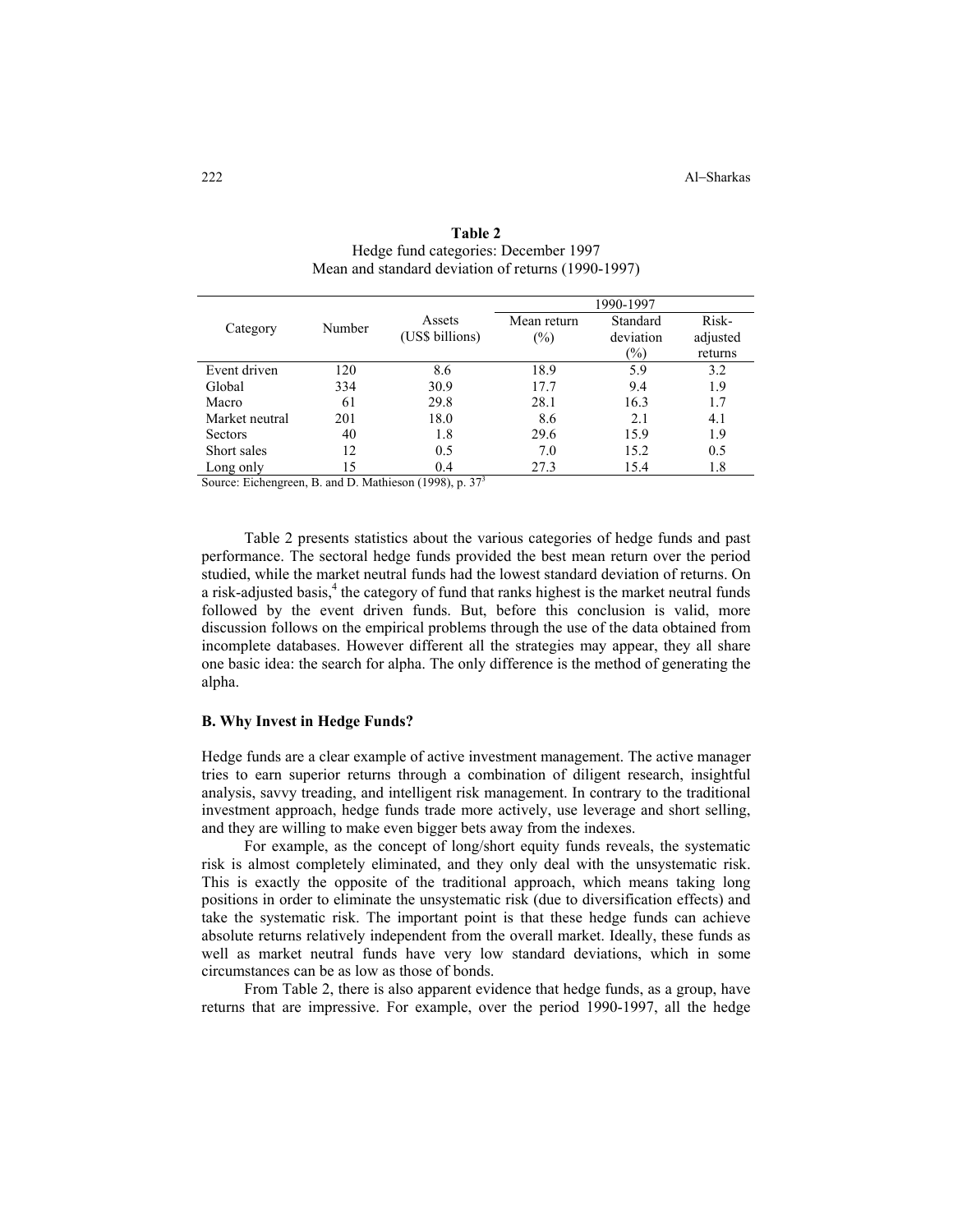**Table 2**
Hedge fund categories: December 1997
Mean and standard deviation of returns (1990-1997)

| Category | Number | Assets (US$ billions) | 1990-1997 Mean return (%) | Standard deviation (%) | Risk-adjusted returns |
|---|---|---|---|---|---|
| Event driven | 120 | 8.6 | 18.9 | 5.9 | 3.2 |
| Global | 334 | 30.9 | 17.7 | 9.4 | 1.9 |
| Macro | 61 | 29.8 | 28.1 | 16.3 | 1.7 |
| Market neutral | 201 | 18.0 | 8.6 | 2.1 | 4.1 |
| Sectors | 40 | 1.8 | 29.6 | 15.9 | 1.9 |
| Short sales | 12 | 0.5 | 7.0 | 15.2 | 0.5 |
| Long only | 15 | 0.4 | 27.3 | 15.4 | 1.8 |

Source: Eichengreen, B. and D. Mathieson (1998), p. 37[3]

Table 2 presents statistics about the various categories of hedge funds and past performance. The sectoral hedge funds provided the best mean return over the period studied, while the market neutral funds had the lowest standard deviation of returns. On a risk-adjusted basis,[4] the category of fund that ranks highest is the market neutral funds followed by the event driven funds. But, before this conclusion is valid, more discussion follows on the empirical problems through the use of the data obtained from incomplete databases. However different all the strategies may appear, they all share one basic idea: the search for alpha. The only difference is the method of generating the alpha.

### B. Why Invest in Hedge Funds?

Hedge funds are a clear example of active investment management. The active manager tries to earn superior returns through a combination of diligent research, insightful analysis, savvy treading, and intelligent risk management. In contrary to the traditional investment approach, hedge funds trade more actively, use leverage and short selling, and they are willing to make even bigger bets away from the indexes.

For example, as the concept of long/short equity funds reveals, the systematic risk is almost completely eliminated, and they only deal with the unsystematic risk. This is exactly the opposite of the traditional approach, which means taking long positions in order to eliminate the unsystematic risk (due to diversification effects) and take the systematic risk. The important point is that these hedge funds can achieve absolute returns relatively independent from the overall market. Ideally, these funds as well as market neutral funds have very low standard deviations, which in some circumstances can be as low as those of bonds.

From Table 2, there is also apparent evidence that hedge funds, as a group, have returns that are impressive. For example, over the period 1990-1997, all the hedge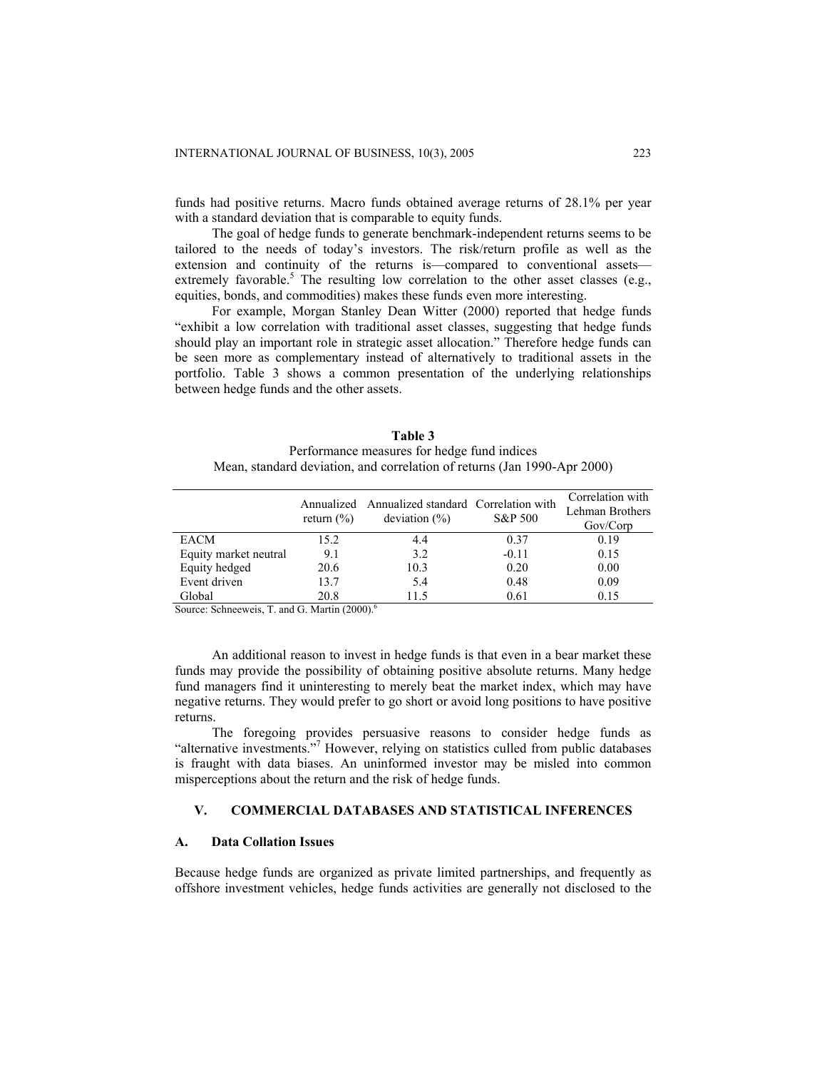funds had positive returns. Macro funds obtained average returns of 28.1% per year with a standard deviation that is comparable to equity funds.

The goal of hedge funds to generate benchmark-independent returns seems to be tailored to the needs of today's investors. The risk/return profile as well as the extension and continuity of the returns is—compared to conventional assets—extremely favorable.[5] The resulting low correlation to the other asset classes (e.g., equities, bonds, and commodities) makes these funds even more interesting.

For example, Morgan Stanley Dean Witter (2000) reported that hedge funds "exhibit a low correlation with traditional asset classes, suggesting that hedge funds should play an important role in strategic asset allocation." Therefore hedge funds can be seen more as complementary instead of alternatively to traditional assets in the portfolio. Table 3 shows a common presentation of the underlying relationships between hedge funds and the other assets.

**Table 3**
Performance measures for hedge fund indices
Mean, standard deviation, and correlation of returns (Jan 1990-Apr 2000)

| | Annualized return (%) | Annualized standard deviation (%) | Correlation with S&P 500 | Correlation with Lehman Brothers Gov/Corp |
|---|---|---|---|---|
| EACM | 15.2 | 4.4 | 0.37 | 0.19 |
| Equity market neutral | 9.1 | 3.2 | -0.11 | 0.15 |
| Equity hedged | 20.6 | 10.3 | 0.20 | 0.00 |
| Event driven | 13.7 | 5.4 | 0.48 | 0.09 |
| Global | 20.8 | 11.5 | 0.61 | 0.15 |

Source: Schneeweis, T. and G. Martin (2000).[6]

An additional reason to invest in hedge funds is that even in a bear market these funds may provide the possibility of obtaining positive absolute returns. Many hedge fund managers find it uninteresting to merely beat the market index, which may have negative returns. They would prefer to go short or avoid long positions to have positive returns.

The foregoing provides persuasive reasons to consider hedge funds as "alternative investments."[7] However, relying on statistics culled from public databases is fraught with data biases. An uninformed investor may be misled into common misperceptions about the return and the risk of hedge funds.

## V. COMMERCIAL DATABASES AND STATISTICAL INFERENCES

### A. Data Collation Issues

Because hedge funds are organized as private limited partnerships, and frequently as offshore investment vehicles, hedge funds activities are generally not disclosed to the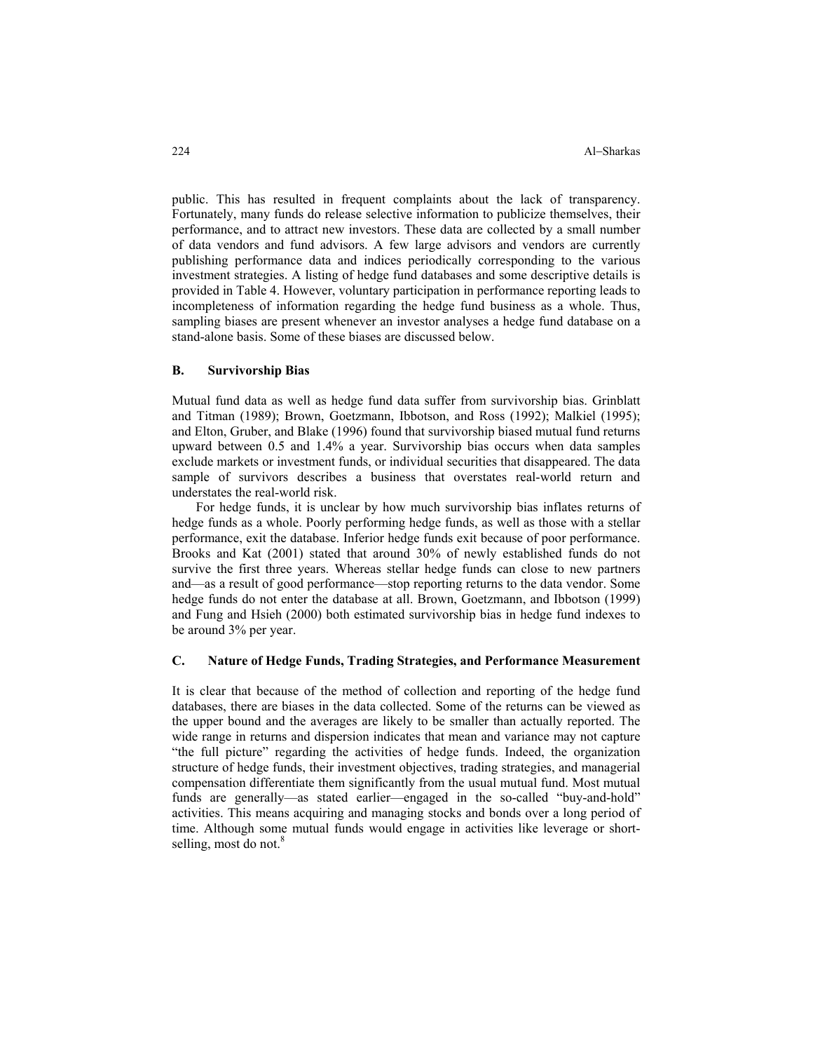public. This has resulted in frequent complaints about the lack of transparency. Fortunately, many funds do release selective information to publicize themselves, their performance, and to attract new investors. These data are collected by a small number of data vendors and fund advisors. A few large advisors and vendors are currently publishing performance data and indices periodically corresponding to the various investment strategies. A listing of hedge fund databases and some descriptive details is provided in Table 4. However, voluntary participation in performance reporting leads to incompleteness of information regarding the hedge fund business as a whole. Thus, sampling biases are present whenever an investor analyses a hedge fund database on a stand-alone basis. Some of these biases are discussed below.

### B. Survivorship Bias

Mutual fund data as well as hedge fund data suffer from survivorship bias. Grinblatt and Titman (1989); Brown, Goetzmann, Ibbotson, and Ross (1992); Malkiel (1995); and Elton, Gruber, and Blake (1996) found that survivorship biased mutual fund returns upward between 0.5 and 1.4% a year. Survivorship bias occurs when data samples exclude markets or investment funds, or individual securities that disappeared. The data sample of survivors describes a business that overstates real-world return and understates the real-world risk.

For hedge funds, it is unclear by how much survivorship bias inflates returns of hedge funds as a whole. Poorly performing hedge funds, as well as those with a stellar performance, exit the database. Inferior hedge funds exit because of poor performance. Brooks and Kat (2001) stated that around 30% of newly established funds do not survive the first three years. Whereas stellar hedge funds can close to new partners and—as a result of good performance—stop reporting returns to the data vendor. Some hedge funds do not enter the database at all. Brown, Goetzmann, and Ibbotson (1999) and Fung and Hsieh (2000) both estimated survivorship bias in hedge fund indexes to be around 3% per year.

### C. Nature of Hedge Funds, Trading Strategies, and Performance Measurement

It is clear that because of the method of collection and reporting of the hedge fund databases, there are biases in the data collected. Some of the returns can be viewed as the upper bound and the averages are likely to be smaller than actually reported. The wide range in returns and dispersion indicates that mean and variance may not capture "the full picture" regarding the activities of hedge funds. Indeed, the organization structure of hedge funds, their investment objectives, trading strategies, and managerial compensation differentiate them significantly from the usual mutual fund. Most mutual funds are generally—as stated earlier—engaged in the so-called "buy-and-hold" activities. This means acquiring and managing stocks and bonds over a long period of time. Although some mutual funds would engage in activities like leverage or short-selling, most do not.[8]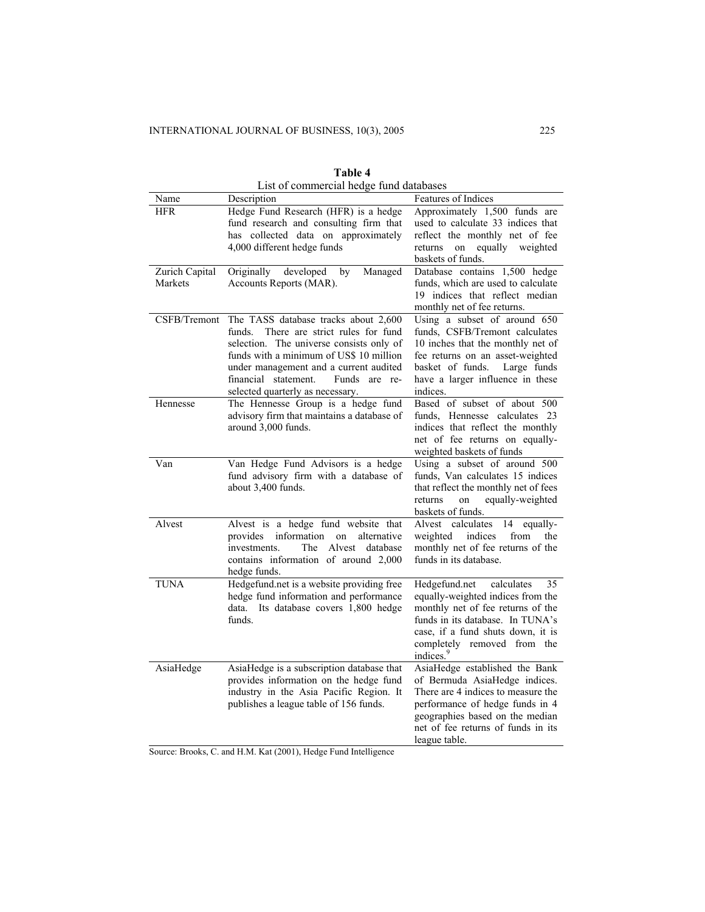**Table 4**
List of commercial hedge fund databases

| Name | Description | Features of Indices |
|---|---|---|
| HFR | Hedge Fund Research (HFR) is a hedge fund research and consulting firm that has collected data on approximately 4,000 different hedge funds | Approximately 1,500 funds are used to calculate 33 indices that reflect the monthly net of fee returns on equally weighted baskets of funds. |
| Zurich Capital Markets | Originally developed by Managed Accounts Reports (MAR). | Database contains 1,500 hedge funds, which are used to calculate 19 indices that reflect median monthly net of fee returns. |
| CSFB/Tremont | The TASS database tracks about 2,600 funds. There are strict rules for fund selection. The universe consists only of funds with a minimum of US$ 10 million under management and a current audited financial statement. Funds are re-selected quarterly as necessary. | Using a subset of around 650 funds, CSFB/Tremont calculates 10 inches that the monthly net of fee returns on an asset-weighted basket of funds. Large funds have a larger influence in these indices. |
| Hennesse | The Hennesse Group is a hedge fund advisory firm that maintains a database of around 3,000 funds. | Based of subset of about 500 funds, Hennesse calculates 23 indices that reflect the monthly net of fee returns on equally-weighted baskets of funds |
| Van | Van Hedge Fund Advisors is a hedge fund advisory firm with a database of about 3,400 funds. | Using a subset of around 500 funds, Van calculates 15 indices that reflect the monthly net of fees returns on equally-weighted baskets of funds. |
| Alvest | Alvest is a hedge fund website that provides information on alternative investments. The Alvest database contains information of around 2,000 hedge funds. | Alvest calculates 14 equally-weighted indices from the monthly net of fee returns of the funds in its database. |
| TUNA | Hedgefund.net is a website providing free hedge fund information and performance data. Its database covers 1,800 hedge funds. | Hedgefund.net calculates 35 equally-weighted indices from the monthly net of fee returns of the funds in its database. In TUNA's case, if a fund shuts down, it is completely removed from the indices.[9] |
| AsiaHedge | AsiaHedge is a subscription database that provides information on the hedge fund industry in the Asia Pacific Region. It publishes a league table of 156 funds. | AsiaHedge established the Bank of Bermuda AsiaHedge indices. There are 4 indices to measure the performance of hedge funds in 4 geographies based on the median net of fee returns of funds in its league table. |

Source: Brooks, C. and H.M. Kat (2001), Hedge Fund Intelligence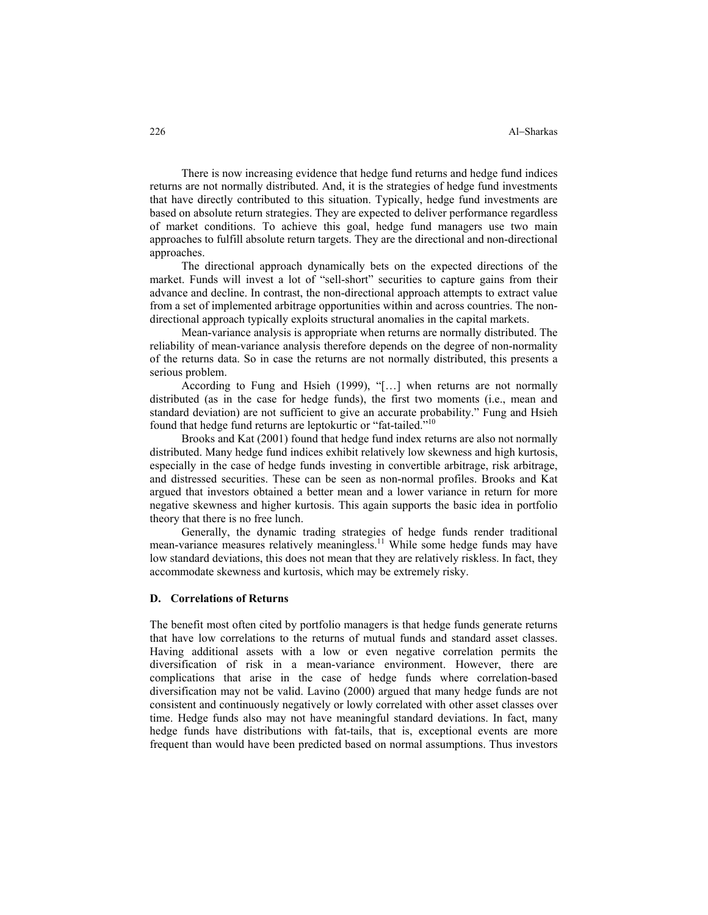There is now increasing evidence that hedge fund returns and hedge fund indices returns are not normally distributed. And, it is the strategies of hedge fund investments that have directly contributed to this situation. Typically, hedge fund investments are based on absolute return strategies. They are expected to deliver performance regardless of market conditions. To achieve this goal, hedge fund managers use two main approaches to fulfill absolute return targets. They are the directional and non-directional approaches.

The directional approach dynamically bets on the expected directions of the market. Funds will invest a lot of "sell-short" securities to capture gains from their advance and decline. In contrast, the non-directional approach attempts to extract value from a set of implemented arbitrage opportunities within and across countries. The non-directional approach typically exploits structural anomalies in the capital markets.

Mean-variance analysis is appropriate when returns are normally distributed. The reliability of mean-variance analysis therefore depends on the degree of non-normality of the returns data. So in case the returns are not normally distributed, this presents a serious problem.

According to Fung and Hsieh (1999), "[…] when returns are not normally distributed (as in the case for hedge funds), the first two moments (i.e., mean and standard deviation) are not sufficient to give an accurate probability." Fung and Hsieh found that hedge fund returns are leptokurtic or "fat-tailed."[10]

Brooks and Kat (2001) found that hedge fund index returns are also not normally distributed. Many hedge fund indices exhibit relatively low skewness and high kurtosis, especially in the case of hedge funds investing in convertible arbitrage, risk arbitrage, and distressed securities. These can be seen as non-normal profiles. Brooks and Kat argued that investors obtained a better mean and a lower variance in return for more negative skewness and higher kurtosis. This again supports the basic idea in portfolio theory that there is no free lunch.

Generally, the dynamic trading strategies of hedge funds render traditional mean-variance measures relatively meaningless.[11] While some hedge funds may have low standard deviations, this does not mean that they are relatively riskless. In fact, they accommodate skewness and kurtosis, which may be extremely risky.

### D. Correlations of Returns

The benefit most often cited by portfolio managers is that hedge funds generate returns that have low correlations to the returns of mutual funds and standard asset classes. Having additional assets with a low or even negative correlation permits the diversification of risk in a mean-variance environment. However, there are complications that arise in the case of hedge funds where correlation-based diversification may not be valid. Lavino (2000) argued that many hedge funds are not consistent and continuously negatively or lowly correlated with other asset classes over time. Hedge funds also may not have meaningful standard deviations. In fact, many hedge funds have distributions with fat-tails, that is, exceptional events are more frequent than would have been predicted based on normal assumptions. Thus investors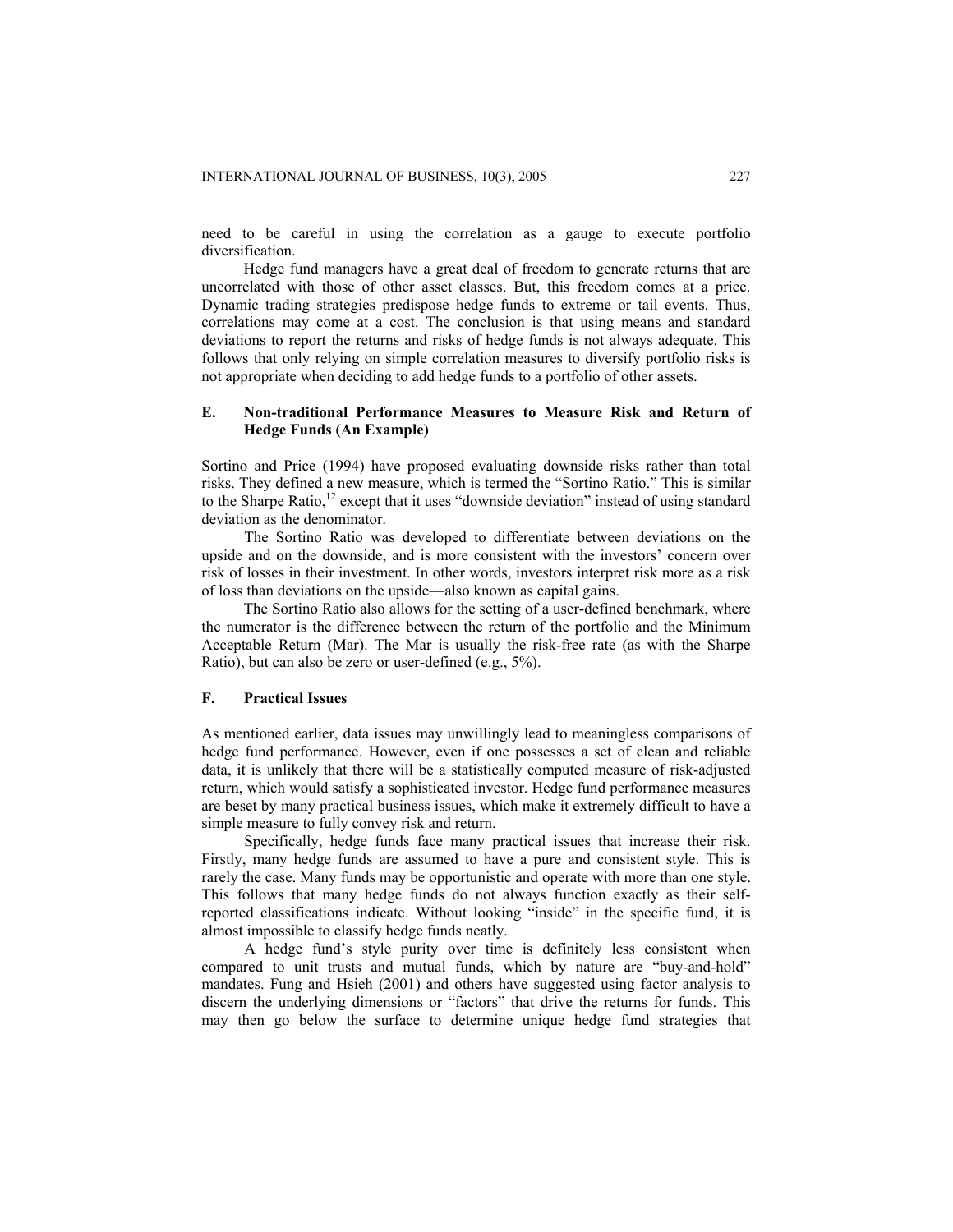need to be careful in using the correlation as a gauge to execute portfolio diversification.

Hedge fund managers have a great deal of freedom to generate returns that are uncorrelated with those of other asset classes. But, this freedom comes at a price. Dynamic trading strategies predispose hedge funds to extreme or tail events. Thus, correlations may come at a cost. The conclusion is that using means and standard deviations to report the returns and risks of hedge funds is not always adequate. This follows that only relying on simple correlation measures to diversify portfolio risks is not appropriate when deciding to add hedge funds to a portfolio of other assets.

## E. Non-traditional Performance Measures to Measure Risk and Return of Hedge Funds (An Example)

Sortino and Price (1994) have proposed evaluating downside risks rather than total risks. They defined a new measure, which is termed the "Sortino Ratio." This is similar to the Sharpe Ratio,[12] except that it uses "downside deviation" instead of using standard deviation as the denominator.

The Sortino Ratio was developed to differentiate between deviations on the upside and on the downside, and is more consistent with the investors' concern over risk of losses in their investment. In other words, investors interpret risk more as a risk of loss than deviations on the upside—also known as capital gains.

The Sortino Ratio also allows for the setting of a user-defined benchmark, where the numerator is the difference between the return of the portfolio and the Minimum Acceptable Return (Mar). The Mar is usually the risk-free rate (as with the Sharpe Ratio), but can also be zero or user-defined (e.g., 5%).

## F. Practical Issues

As mentioned earlier, data issues may unwillingly lead to meaningless comparisons of hedge fund performance. However, even if one possesses a set of clean and reliable data, it is unlikely that there will be a statistically computed measure of risk-adjusted return, which would satisfy a sophisticated investor. Hedge fund performance measures are beset by many practical business issues, which make it extremely difficult to have a simple measure to fully convey risk and return.

Specifically, hedge funds face many practical issues that increase their risk. Firstly, many hedge funds are assumed to have a pure and consistent style. This is rarely the case. Many funds may be opportunistic and operate with more than one style. This follows that many hedge funds do not always function exactly as their self-reported classifications indicate. Without looking "inside" in the specific fund, it is almost impossible to classify hedge funds neatly.

A hedge fund's style purity over time is definitely less consistent when compared to unit trusts and mutual funds, which by nature are "buy-and-hold" mandates. Fung and Hsieh (2001) and others have suggested using factor analysis to discern the underlying dimensions or "factors" that drive the returns for funds. This may then go below the surface to determine unique hedge fund strategies that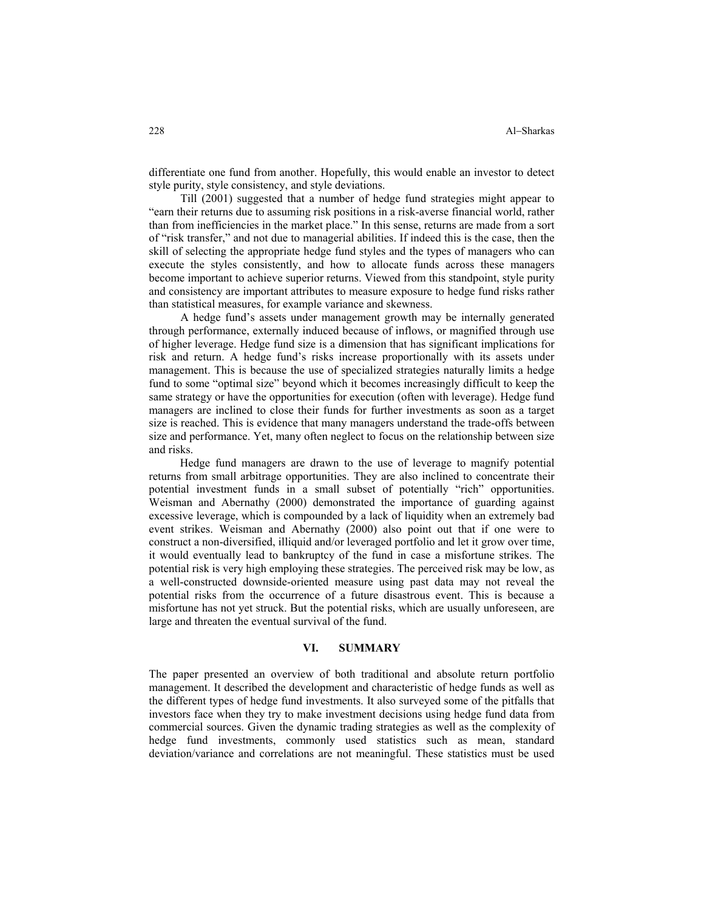differentiate one fund from another. Hopefully, this would enable an investor to detect style purity, style consistency, and style deviations.

Till (2001) suggested that a number of hedge fund strategies might appear to "earn their returns due to assuming risk positions in a risk-averse financial world, rather than from inefficiencies in the market place." In this sense, returns are made from a sort of "risk transfer," and not due to managerial abilities. If indeed this is the case, then the skill of selecting the appropriate hedge fund styles and the types of managers who can execute the styles consistently, and how to allocate funds across these managers become important to achieve superior returns. Viewed from this standpoint, style purity and consistency are important attributes to measure exposure to hedge fund risks rather than statistical measures, for example variance and skewness.

A hedge fund's assets under management growth may be internally generated through performance, externally induced because of inflows, or magnified through use of higher leverage. Hedge fund size is a dimension that has significant implications for risk and return. A hedge fund's risks increase proportionally with its assets under management. This is because the use of specialized strategies naturally limits a hedge fund to some "optimal size" beyond which it becomes increasingly difficult to keep the same strategy or have the opportunities for execution (often with leverage). Hedge fund managers are inclined to close their funds for further investments as soon as a target size is reached. This is evidence that many managers understand the trade-offs between size and performance. Yet, many often neglect to focus on the relationship between size and risks.

Hedge fund managers are drawn to the use of leverage to magnify potential returns from small arbitrage opportunities. They are also inclined to concentrate their potential investment funds in a small subset of potentially "rich" opportunities. Weisman and Abernathy (2000) demonstrated the importance of guarding against excessive leverage, which is compounded by a lack of liquidity when an extremely bad event strikes. Weisman and Abernathy (2000) also point out that if one were to construct a non-diversified, illiquid and/or leveraged portfolio and let it grow over time, it would eventually lead to bankruptcy of the fund in case a misfortune strikes. The potential risk is very high employing these strategies. The perceived risk may be low, as a well-constructed downside-oriented measure using past data may not reveal the potential risks from the occurrence of a future disastrous event. This is because a misfortune has not yet struck. But the potential risks, which are usually unforeseen, are large and threaten the eventual survival of the fund.

## VI. SUMMARY

The paper presented an overview of both traditional and absolute return portfolio management. It described the development and characteristic of hedge funds as well as the different types of hedge fund investments. It also surveyed some of the pitfalls that investors face when they try to make investment decisions using hedge fund data from commercial sources. Given the dynamic trading strategies as well as the complexity of hedge fund investments, commonly used statistics such as mean, standard deviation/variance and correlations are not meaningful. These statistics must be used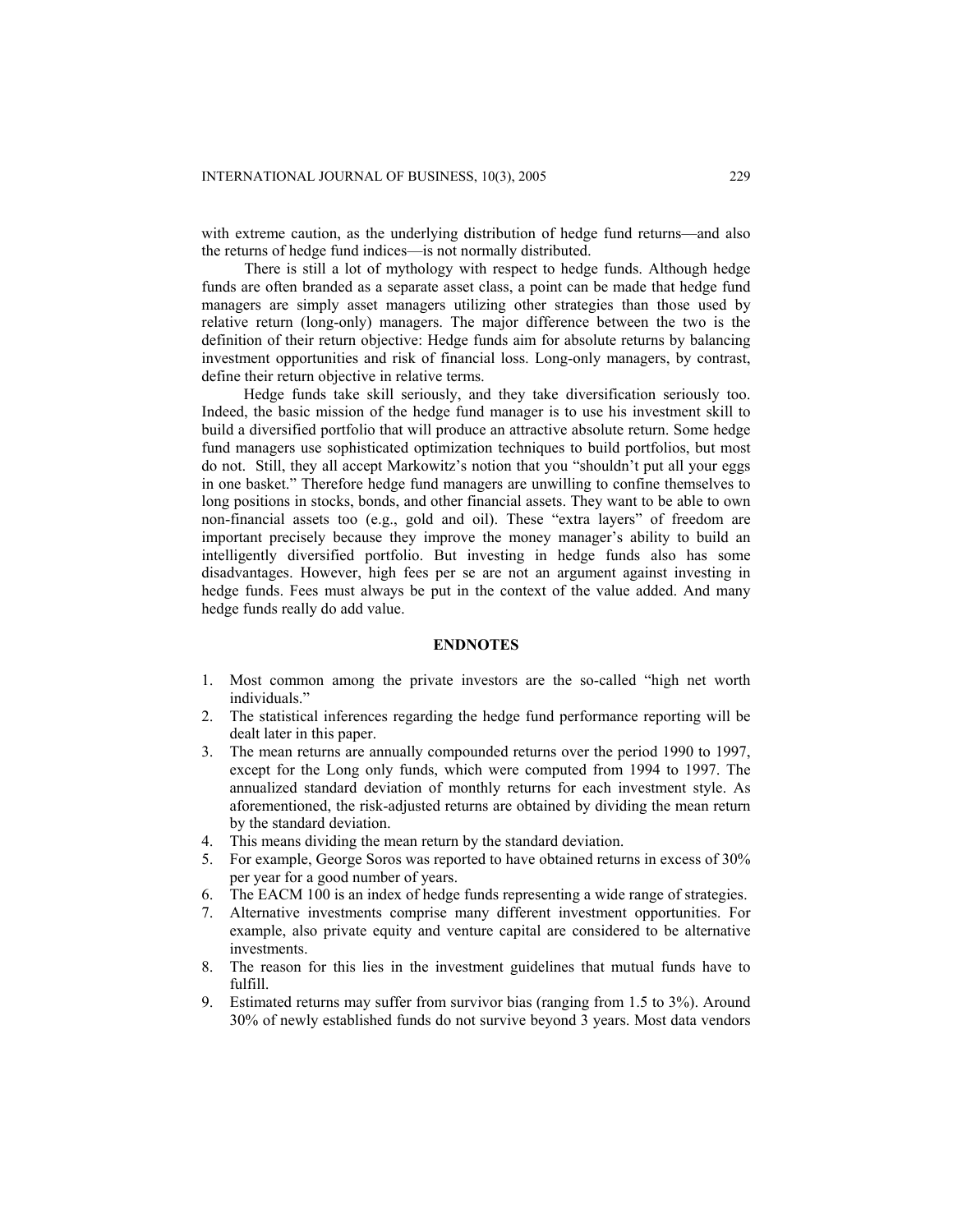with extreme caution, as the underlying distribution of hedge fund returns—and also the returns of hedge fund indices—is not normally distributed.

There is still a lot of mythology with respect to hedge funds. Although hedge funds are often branded as a separate asset class, a point can be made that hedge fund managers are simply asset managers utilizing other strategies than those used by relative return (long-only) managers. The major difference between the two is the definition of their return objective: Hedge funds aim for absolute returns by balancing investment opportunities and risk of financial loss. Long-only managers, by contrast, define their return objective in relative terms.

Hedge funds take skill seriously, and they take diversification seriously too. Indeed, the basic mission of the hedge fund manager is to use his investment skill to build a diversified portfolio that will produce an attractive absolute return. Some hedge fund managers use sophisticated optimization techniques to build portfolios, but most do not. Still, they all accept Markowitz's notion that you "shouldn't put all your eggs in one basket." Therefore hedge fund managers are unwilling to confine themselves to long positions in stocks, bonds, and other financial assets. They want to be able to own non-financial assets too (e.g., gold and oil). These "extra layers" of freedom are important precisely because they improve the money manager's ability to build an intelligently diversified portfolio. But investing in hedge funds also has some disadvantages. However, high fees per se are not an argument against investing in hedge funds. Fees must always be put in the context of the value added. And many hedge funds really do add value.

## ENDNOTES

1. Most common among the private investors are the so-called "high net worth individuals."
2. The statistical inferences regarding the hedge fund performance reporting will be dealt later in this paper.
3. The mean returns are annually compounded returns over the period 1990 to 1997, except for the Long only funds, which were computed from 1994 to 1997. The annualized standard deviation of monthly returns for each investment style. As aforementioned, the risk-adjusted returns are obtained by dividing the mean return by the standard deviation.
4. This means dividing the mean return by the standard deviation.
5. For example, George Soros was reported to have obtained returns in excess of 30% per year for a good number of years.
6. The EACM 100 is an index of hedge funds representing a wide range of strategies.
7. Alternative investments comprise many different investment opportunities. For example, also private equity and venture capital are considered to be alternative investments.
8. The reason for this lies in the investment guidelines that mutual funds have to fulfill.
9. Estimated returns may suffer from survivor bias (ranging from 1.5 to 3%). Around 30% of newly established funds do not survive beyond 3 years. Most data vendors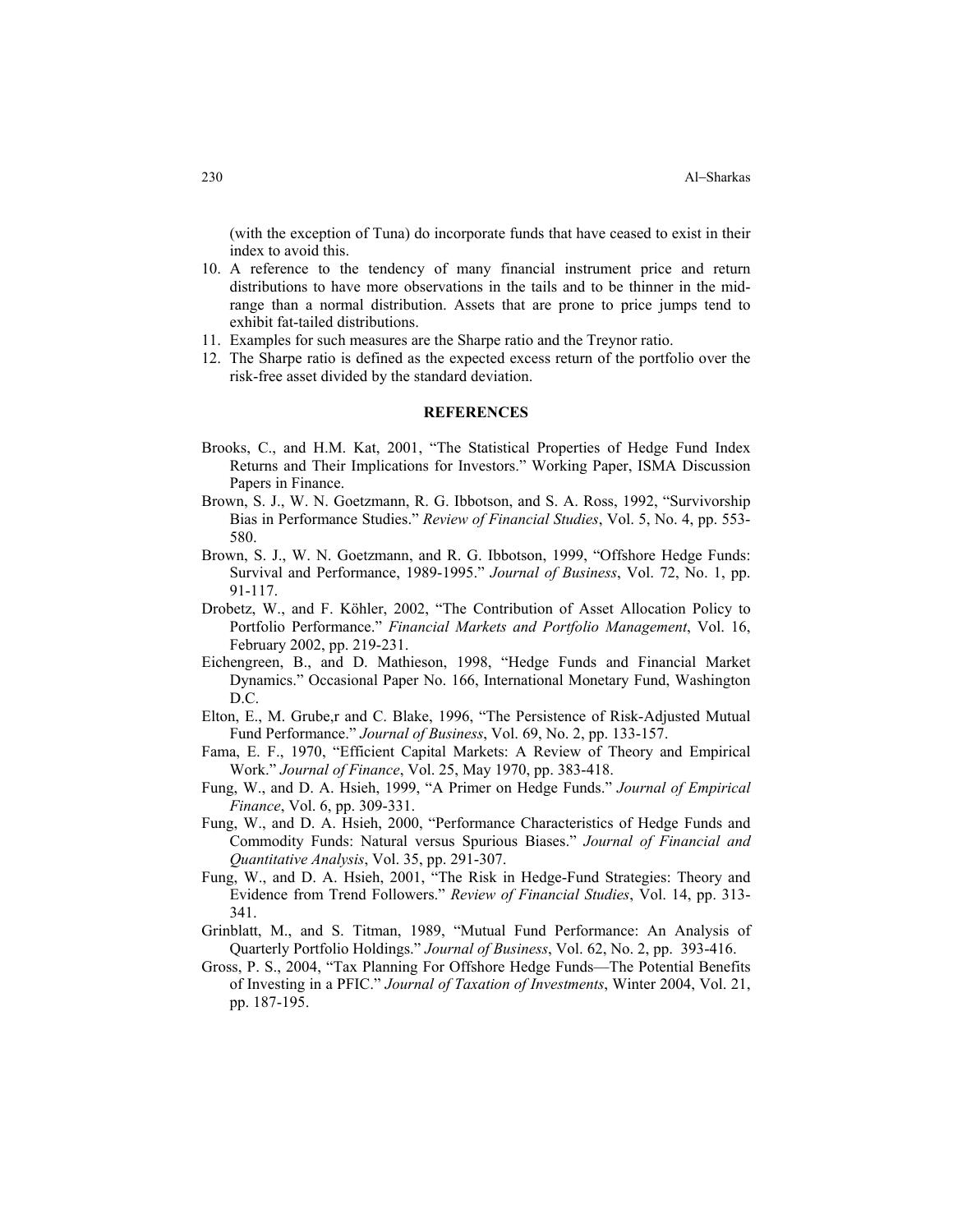(with the exception of Tuna) do incorporate funds that have ceased to exist in their index to avoid this.

10. A reference to the tendency of many financial instrument price and return distributions to have more observations in the tails and to be thinner in the mid-range than a normal distribution. Assets that are prone to price jumps tend to exhibit fat-tailed distributions.
11. Examples for such measures are the Sharpe ratio and the Treynor ratio.
12. The Sharpe ratio is defined as the expected excess return of the portfolio over the risk-free asset divided by the standard deviation.

## REFERENCES

Brooks, C., and H.M. Kat, 2001, "The Statistical Properties of Hedge Fund Index Returns and Their Implications for Investors." Working Paper, ISMA Discussion Papers in Finance.

Brown, S. J., W. N. Goetzmann, R. G. Ibbotson, and S. A. Ross, 1992, "Survivorship Bias in Performance Studies." *Review of Financial Studies*, Vol. 5, No. 4, pp. 553-580.

Brown, S. J., W. N. Goetzmann, and R. G. Ibbotson, 1999, "Offshore Hedge Funds: Survival and Performance, 1989-1995." *Journal of Business*, Vol. 72, No. 1, pp. 91-117.

Drobetz, W., and F. Köhler, 2002, "The Contribution of Asset Allocation Policy to Portfolio Performance." *Financial Markets and Portfolio Management*, Vol. 16, February 2002, pp. 219-231.

Eichengreen, B., and D. Mathieson, 1998, "Hedge Funds and Financial Market Dynamics." Occasional Paper No. 166, International Monetary Fund, Washington D.C.

Elton, E., M. Grube,r and C. Blake, 1996, "The Persistence of Risk-Adjusted Mutual Fund Performance." *Journal of Business*, Vol. 69, No. 2, pp. 133-157.

Fama, E. F., 1970, "Efficient Capital Markets: A Review of Theory and Empirical Work." *Journal of Finance*, Vol. 25, May 1970, pp. 383-418.

Fung, W., and D. A. Hsieh, 1999, "A Primer on Hedge Funds." *Journal of Empirical Finance*, Vol. 6, pp. 309-331.

Fung, W., and D. A. Hsieh, 2000, "Performance Characteristics of Hedge Funds and Commodity Funds: Natural versus Spurious Biases." *Journal of Financial and Quantitative Analysis*, Vol. 35, pp. 291-307.

Fung, W., and D. A. Hsieh, 2001, "The Risk in Hedge-Fund Strategies: Theory and Evidence from Trend Followers." *Review of Financial Studies*, Vol. 14, pp. 313-341.

Grinblatt, M., and S. Titman, 1989, "Mutual Fund Performance: An Analysis of Quarterly Portfolio Holdings." *Journal of Business*, Vol. 62, No. 2, pp. 393-416.

Gross, P. S., 2004, "Tax Planning For Offshore Hedge Funds—The Potential Benefits of Investing in a PFIC." *Journal of Taxation of Investments*, Winter 2004, Vol. 21, pp. 187-195.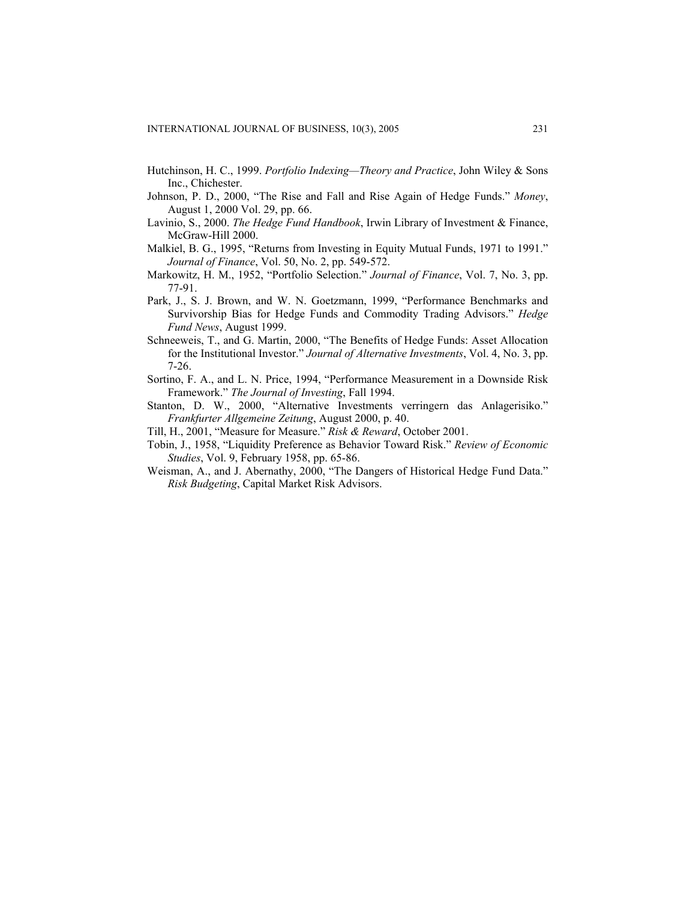Hutchinson, H. C., 1999. *Portfolio Indexing—Theory and Practice*, John Wiley & Sons Inc., Chichester.

Johnson, P. D., 2000, "The Rise and Fall and Rise Again of Hedge Funds." *Money*, August 1, 2000 Vol. 29, pp. 66.

Lavinio, S., 2000. *The Hedge Fund Handbook*, Irwin Library of Investment & Finance, McGraw-Hill 2000.

Malkiel, B. G., 1995, "Returns from Investing in Equity Mutual Funds, 1971 to 1991." *Journal of Finance*, Vol. 50, No. 2, pp. 549-572.

Markowitz, H. M., 1952, "Portfolio Selection." *Journal of Finance*, Vol. 7, No. 3, pp. 77-91.

Park, J., S. J. Brown, and W. N. Goetzmann, 1999, "Performance Benchmarks and Survivorship Bias for Hedge Funds and Commodity Trading Advisors." *Hedge Fund News*, August 1999.

Schneeweis, T., and G. Martin, 2000, "The Benefits of Hedge Funds: Asset Allocation for the Institutional Investor." *Journal of Alternative Investments*, Vol. 4, No. 3, pp. 7-26.

Sortino, F. A., and L. N. Price, 1994, "Performance Measurement in a Downside Risk Framework." *The Journal of Investing*, Fall 1994.

Stanton, D. W., 2000, "Alternative Investments verringern das Anlagerisiko." *Frankfurter Allgemeine Zeitung*, August 2000, p. 40.

Till, H., 2001, "Measure for Measure." *Risk & Reward*, October 2001.

Tobin, J., 1958, "Liquidity Preference as Behavior Toward Risk." *Review of Economic Studies*, Vol. 9, February 1958, pp. 65-86.

Weisman, A., and J. Abernathy, 2000, "The Dangers of Historical Hedge Fund Data." *Risk Budgeting*, Capital Market Risk Advisors.